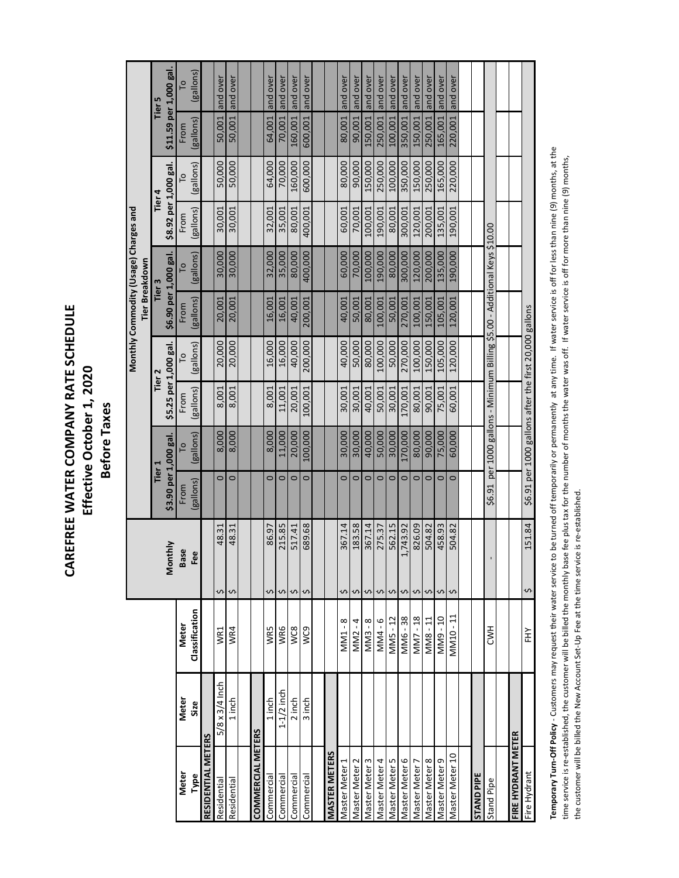# CAREFREE WATER COMPANY RATE SCHEDULE

## Effective October 1, 2020

## Before Taxes

| Meter Type | Meter Size | Meter Classification | Monthly Base Fee | Monthly Commodity (Usage) Charges and Tier Breakdown | | | | | | | | | |
|---|---|---|---|---|---|---|---|---|---|---|---|---|---|
| | | | | Tier 1 $3.90 per 1,000 gal. | | Tier 2 $5.25 per 1,000 gal. | | Tier 3 $6.90 per 1,000 gal. | | Tier 4 $8.92 per 1,000 gal. | | Tier 5 $11.59 per 1,000 gal. | |
| | | | | From (gallons) | To (gallons) | From (gallons) | To (gallons) | From (gallons) | To (gallons) | From (gallons) | To (gallons) | From (gallons) | To (gallons) |
| **RESIDENTIAL METERS** | | | | | | | | | | | | | |
| Residential | 5/8 x 3/4 Inch | WR1 | $ 48.31 | 0 | 8,000 | 8,001 | 20,000 | 20,001 | 30,000 | 30,001 | 50,000 | 50,001 | and over |
| Residential | 1 inch | WR4 | $ 48.31 | 0 | 8,000 | 8,001 | 20,000 | 20,001 | 30,000 | 30,001 | 50,000 | 50,001 | and over |
| **COMMERCIAL METERS** | | | | | | | | | | | | | |
| Commercial | 1 inch | WR5 | $ 86.97 | 0 | 8,000 | 8,001 | 16,000 | 16,001 | 32,000 | 32,001 | 64,000 | 64,001 | and over |
| Commercial | 1-1/2 inch | WR6 | $ 215.85 | 0 | 11,000 | 11,001 | 16,000 | 16,001 | 35,000 | 35,001 | 70,000 | 70,001 | and over |
| Commercial | 2 inch | WC8 | $ 517.41 | 0 | 20,000 | 20,001 | 40,000 | 40,001 | 80,000 | 80,001 | 160,000 | 160,001 | and over |
| Commercial | 3 inch | WC9 | $ 689.68 | 0 | 100,000 | 100,001 | 200,000 | 200,001 | 400,000 | 400,001 | 600,000 | 600,001 | and over |
| **MASTER METERS** | | | | | | | | | | | | | |
| Master Meter 1 | | MM1 - 8 | $ 367.14 | 0 | 30,000 | 30,001 | 40,000 | 40,001 | 60,000 | 60,001 | 80,000 | 80,001 | and over |
| Master Meter 2 | | MM2 - 4 | $ 183.58 | 0 | 30,000 | 30,001 | 50,000 | 50,001 | 70,000 | 70,001 | 90,000 | 90,001 | and over |
| Master Meter 3 | | MM3 - 8 | $ 367.14 | 0 | 40,000 | 40,001 | 80,000 | 80,001 | 100,000 | 100,001 | 150,000 | 150,001 | and over |
| Master Meter 4 | | MM4 - 6 | $ 275.37 | 0 | 50,000 | 50,001 | 100,000 | 100,001 | 190,000 | 190,001 | 250,000 | 250,001 | and over |
| Master Meter 5 | | MM5 - 12 | $ 562.15 | 0 | 30,000 | 30,001 | 50,000 | 50,001 | 80,000 | 80,001 | 100,000 | 100,001 | and over |
| Master Meter 6 | | MM6 - 38 | $ 1,743.92 | 0 | 170,000 | 170,001 | 270,000 | 270,001 | 300,000 | 300,001 | 350,000 | 350,001 | and over |
| Master Meter 7 | | MM7 - 18 | $ 826.09 | 0 | 80,000 | 80,001 | 100,000 | 100,001 | 120,000 | 120,001 | 150,000 | 150,001 | and over |
| Master Meter 8 | | MM8 - 11 | $ 504.82 | 0 | 90,000 | 90,001 | 150,000 | 150,001 | 200,000 | 200,001 | 250,000 | 250,001 | and over |
| Master Meter 9 | | MM9 - 10 | $ 458.93 | 0 | 75,000 | 75,001 | 105,000 | 105,001 | 135,000 | 135,001 | 165,000 | 165,001 | and over |
| Master Meter 10 | | MM10 - 11 | $ 504.82 | 0 | 60,000 | 60,001 | 120,000 | 120,001 | 190,000 | 190,001 | 220,000 | 220,001 | and over |
| **STAND PIPE** | | | | | | | | | | | | | |
| Stand Pipe | | CWH | - | $6.91 per 1000 gallons - Minimum Billing $5.00 - Additional Keys $10.00 | | | | | | | | | |
| **FIRE HYDRANT METER** | | | | | | | | | | | | | |
| Fire Hydrant | | FHY | $ 151.84 | $6.91 per 1000 gallons after the first 20,000 gallons | | | | | | | | | |

**Temporary Turn-Off Policy** - Customers may request their water service to be turned off temporarily or permanently at any time. If water service is off for less than nine (9) months, at the time service is re-established, the customer will be billed the monthly base fee plus tax for the number of months the water was off. If water service is off for more than nine (9) months, the customer will be billed the New Account Set-Up Fee at the time service is re-established.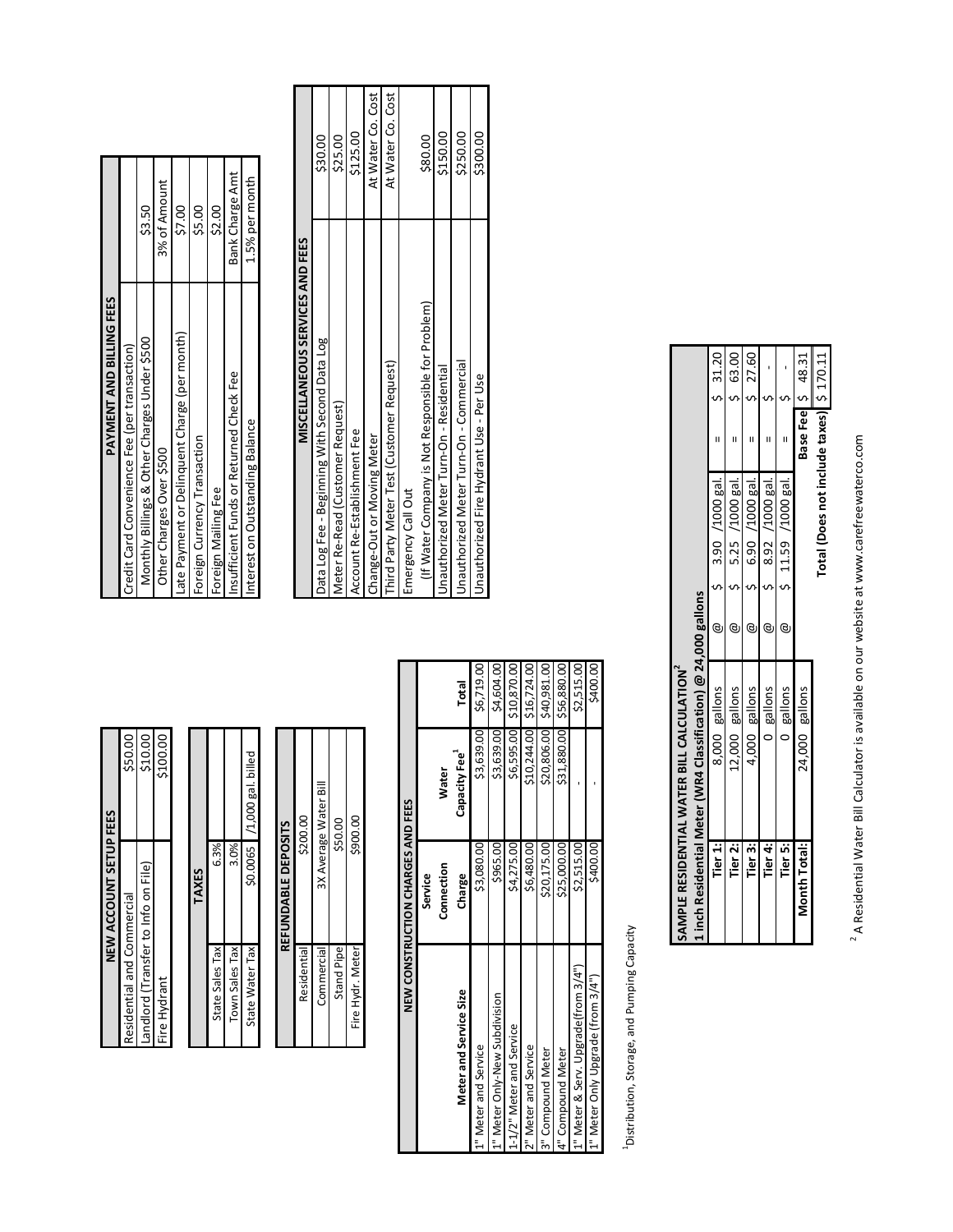## NEW ACCOUNT SETUP FEES

| | |
|---|---|
| Residential and Commercial | $50.00 |
| Landlord (Transfer to Info on File) | $10.00 |
| Fire Hydrant | $100.00 |

## TAXES

| | | |
|---|---|---|
| State Sales Tax | 6.3% | |
| Town Sales Tax | 3.0% | |
| State Water Tax | $0.0065 | /1,000 gal. billed |

## REFUNDABLE DEPOSITS

| | |
|---|---|
| Residential | $200.00 |
| Commercial | 3X Average Water Bill |
| Stand Pipe | $50.00 |
| Fire Hydr. Meter | $900.00 |

## NEW CONSTRUCTION CHARGES AND FEES

| Meter and Service Size | Service Connection Charge | Water Capacity Fee[1] | Total |
|---|---|---|---|
| 1" Meter and Service | $3,080.00 | $3,639.00 | $6,719.00 |
| 1" Meter Only-New Subdivision | $965.00 | $3,639.00 | $4,604.00 |
| 1-1/2" Meter and Service | $4,275.00 | $6,595.00 | $10,870.00 |
| 2" Meter and Service | $6,480.00 | $10,244.00 | $16,724.00 |
| 3" Compound Meter | $20,175.00 | $20,806.00 | $40,981.00 |
| 4" Compound Meter | $25,000.00 | $31,880.00 | $56,880.00 |
| 1" Meter & Serv. Upgrade(from 3/4") | $2,515.00 | - | $2,515.00 |
| 1" Meter Only Upgrade (from 3/4") | $400.00 | - | $400.00 |

[1]Distribution, Storage, and Pumping Capacity

## PAYMENT AND BILLING FEES

| | |
|---|---|
| Credit Card Convenience Fee (per transaction) | |
| Monthly Billings & Other Charges Under $500 | $3.50 |
| Other Charges Over $500 | 3% of Amount |
| Late Payment or Delinquent Charge (per month) | $7.00 |
| Foreign Currency Transaction | $5.00 |
| Foreign Mailing Fee | $2.00 |
| Insufficient Funds or Returned Check Fee | Bank Charge Amt |
| Interest on Outstanding Balance | 1.5% per month |

## MISCELLANEOUS SERVICES AND FEES

| | |
|---|---|
| Data Log Fee - Beginning With Second Data Log | $30.00 |
| Meter Re-Read (Customer Request) | $25.00 |
| Account Re-Establishment Fee | $125.00 |
| Change-Out or Moving Meter | At Water Co. Cost |
| Third Party Meter Test (Customer Request) | At Water Co. Cost |
| Emergency Call Out (If Water Company is Not Responsible for Problem) | $80.00 |
| Unauthorized Meter Turn-On - Residential | $150.00 |
| Unauthorized Meter Turn-On - Commercial | $250.00 |
| Unauthorized Fire Hydrant Use - Per Use | $300.00 |

## SAMPLE RESIDENTIAL WATER BILL CALCULATION[2]

**1 inch Residential Meter (WR4 Classification) @ 24,000 gallons**

| | | | | | |
|---|---|---|---|---|---|
| Tier 1: | 8,000 gallons | @ | $ 3.90 /1000 gal. | = | $ 31.20 |
| Tier 2: | 12,000 gallons | @ | $ 5.25 /1000 gal. | = | $ 63.00 |
| Tier 3: | 4,000 gallons | @ | $ 6.90 /1000 gal. | = | $ 27.60 |
| Tier 4: | 0 gallons | @ | $ 8.92 /1000 gal. | = | $ - |
| Tier 5: | 0 gallons | @ | $ 11.59 /1000 gal. | = | $ - |
| Month Total: | 24,000 gallons | | | Base Fee | $ 48.31 |
| | | | | Total (Does not include taxes) | $ 170.11 |

[2] A Residential Water Bill Calculator is available on our website at www.carefreewaterco.com